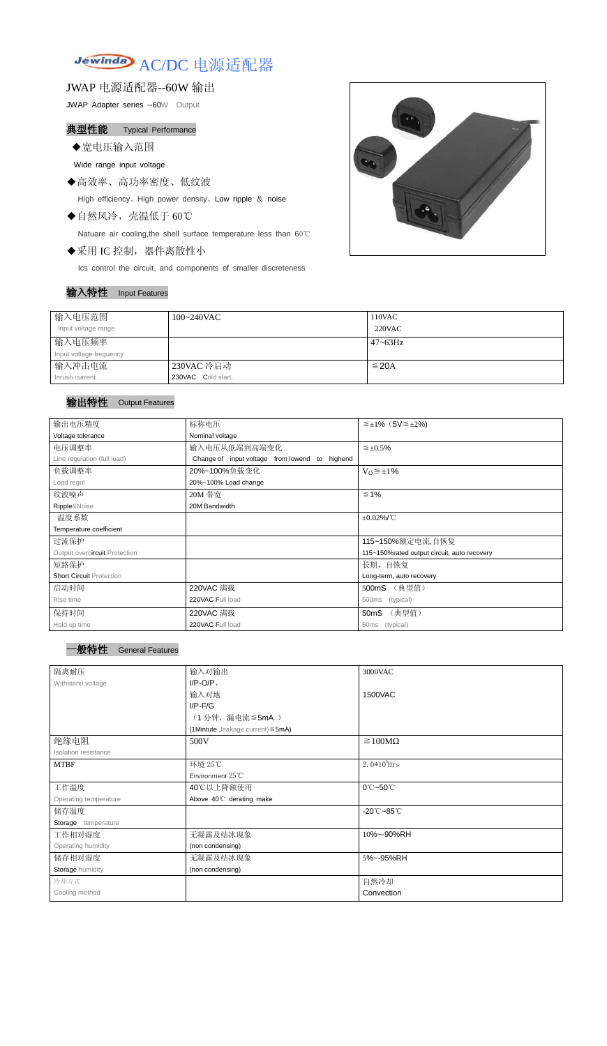# Jewinda AC/DC 电源适配器

## JWAP 电源适配器--60W 输出

JWAP Adapter series --60W Output

### 典型性能 Typical Performance

- ◆宽电压输入范围

  Wide range input voltage

- ◆高效率、高功率密度、低纹波

  High efficiency、High power density、Low ripple ＆ noise

- ◆自然风冷，壳温低于 60℃

  Natuare air cooling,the shell surface temperature less than 60℃

- ◆采用 IC 控制，器件离散性小

  Ics control the circuit, and components of smaller discreteness

### 输入特性 Input Features

| 输入电压范围<br>Input voltage range | 100~240VAC | 110VAC<br>220VAC |
|---|---|---|
| 输入电压频率<br>Input voltage frequency | | 47~63Hz |
| 输入冲击电流<br>Inrush current | 230VAC 冷启动<br>230VAC Cold start, | ≦20A |

### 输出特性 Output Features

| 输出电压精度<br>Voltage tolerance | 标称电压<br>Nominal voltage | ≦±1%（5V≦±2%) |
|---|---|---|
| 电压调整率<br>Line regulation (full load) | 输入电压从低端到高端变化<br>Change of input voltage from lowend to highend | ≦±0.5% |
| 负载调整率<br>Load regul | 20%~100%负载变化<br>20%~100% Load change | $V_O$≦±1% |
| 纹波噪声<br>Ripple&Noise | 20M 带宽<br>20M Bandwidth | ≦1% |
| 温度系数<br>Temperature coefficient | | ±0.02%/℃ |
| 过流保护<br>Output overcircuit Protection | | 115~150%额定电流,自恢复<br>115~150%rated output circuit, auto recovery |
| 短路保护<br>Short Circuit Protection | | 长期，自恢复<br>Long-term, auto recovery |
| 启动时间<br>Rise time | 220VAC 满载<br>220VAC Full load | 500mS （典型值）<br>500ms (typical) |
| 保持时间<br>Hold up time | 220VAC 满载<br>220VAC Full load | 50mS （典型值）<br>50ms (typical) |

### 一般特性 General Features

| 隔离耐压<br>Withstand voltage | 输入对输出<br>I/P-O/P、<br>输入对地<br>I/P-F/G<br>（1 分钟，漏电流≦5mA ）<br>(1Mintute ,leakage current)≦5mA) | 3000VAC<br><br>1500VAC |
|---|---|---|
| 绝缘电阻<br>Isolation resistance | 500V | ≧100MΩ |
| MTBF | 环境 25℃<br>Environment 25℃ | $2.0*10^5$Hrs |
| 工作温度<br>Operating temperature | 40℃以上降额使用<br>Above 40℃ derating make | 0℃~50℃ |
| 储存温度<br>Storage temperature | | -20℃~85℃ |
| 工作相对湿度<br>Operating humidity | 无凝露及结冰现象<br>(non condensing) | 10%~-90%RH |
| 储存相对湿度<br>Storage humidity | 无凝露及结冰现象<br>(non condensing) | 5%~-95%RH |
| 冷却方式<br>Cooling method | | 自然冷却<br>Convection |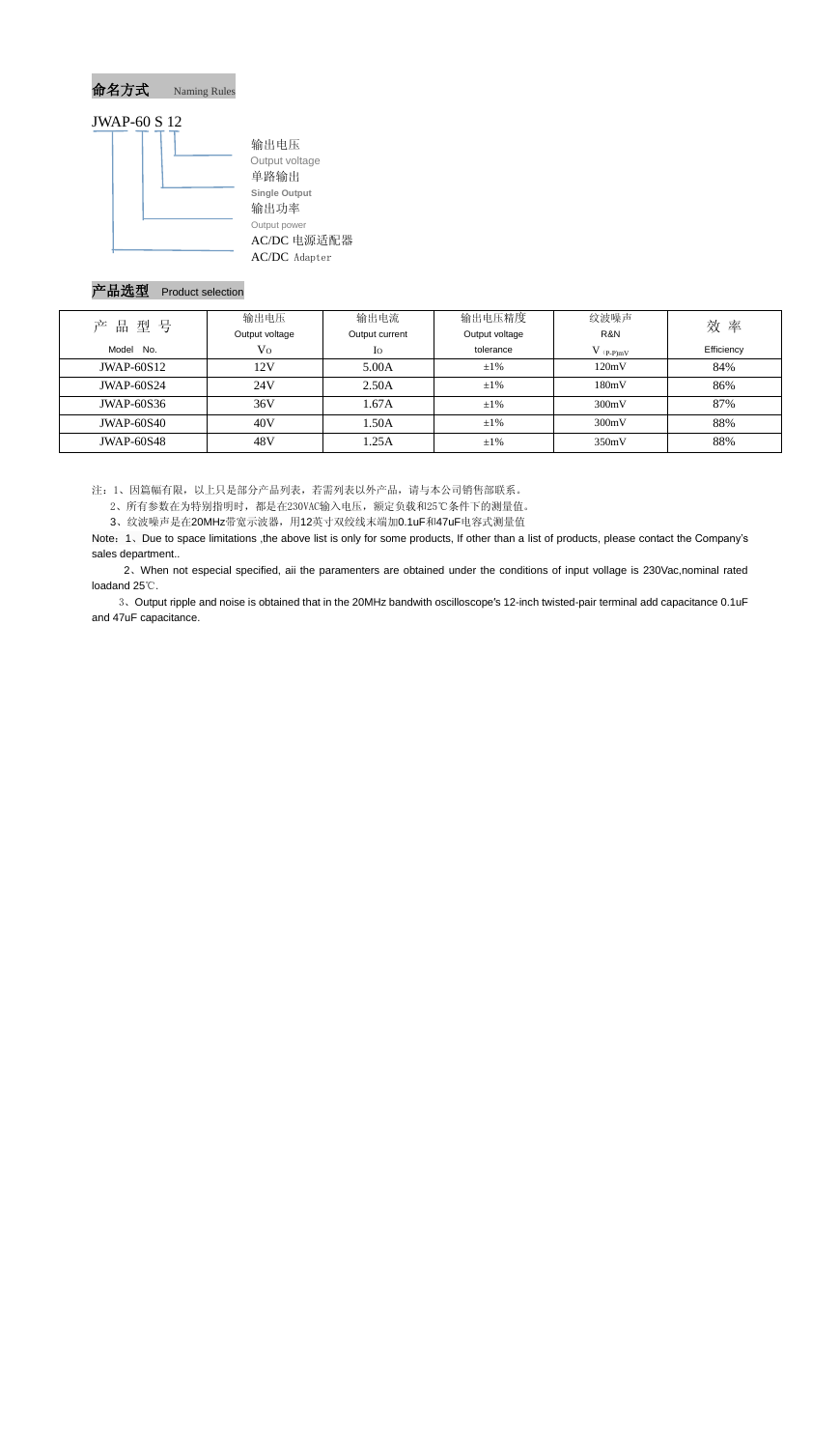## 命名方式 Naming Rules

JWAP-60 S 12

- 输出电压 Output voltage
- 单路输出 **Single Output**
- 输出功率 Output power
- AC/DC 电源适配器 AC/DC Adapter

## 产品选型 Product selection

| 产 品 型 号<br>Model No. | 输出电压<br>Output voltage<br>Vo | 输出电流<br>Output current<br>Io | 输出电压精度<br>Output voltage<br>tolerance | 纹波噪声<br>R&N<br>V (P-P)mV | 效 率<br>Efficiency |
|---|---|---|---|---|---|
| JWAP-60S12 | 12V | 5.00A | ±1% | 120mV | 84% |
| JWAP-60S24 | 24V | 2.50A | ±1% | 180mV | 86% |
| JWAP-60S36 | 36V | 1.67A | ±1% | 300mV | 87% |
| JWAP-60S40 | 40V | 1.50A | ±1% | 300mV | 88% |
| JWAP-60S48 | 48V | 1.25A | ±1% | 350mV | 88% |

注：1、因篇幅有限，以上只是部分产品列表，若需列表以外产品，请与本公司销售部联系。

2、所有参数在为特别指明时，都是在230VAC输入电压，额定负载和25℃条件下的测量值。

3、纹波噪声是在20MHz带宽示波器，用12英寸双绞线末端加0.1uF和47uF电容式测量值

Note：1、Due to space limitations ,the above list is only for some products, If other than a list of products, please contact the Company's sales department..

2、When not especial specified, aii the paramenters are obtained under the conditions of input voltage is 230Vac,nominal rated loadand 25℃.

3、Output ripple and noise is obtained that in the 20MHz bandwith oscilloscope's 12-inch twisted-pair terminal add capacitance 0.1uF and 47uF capacitance.